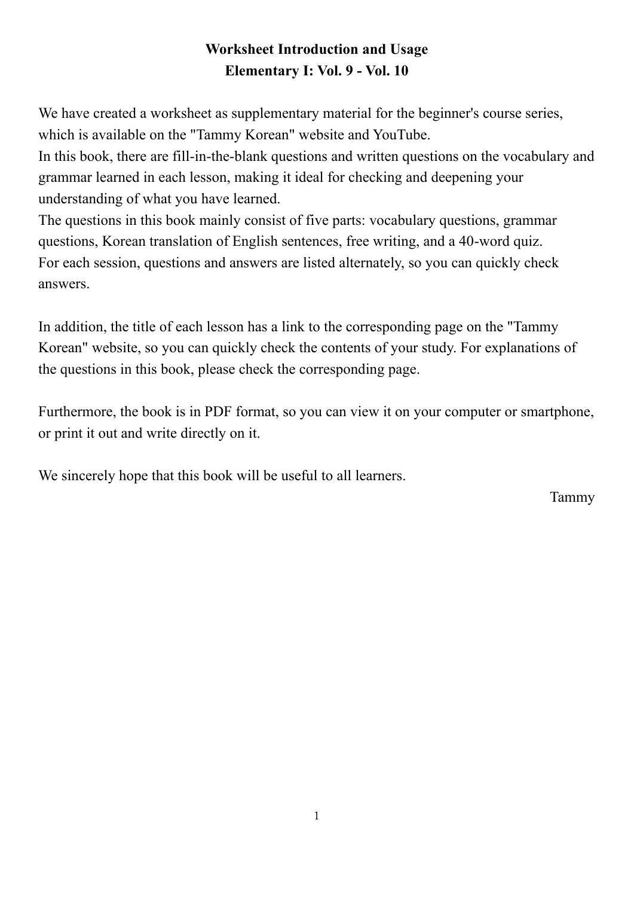# Worksheet Introduction and Usage
## Elementary I: Vol. 9 - Vol. 10

We have created a worksheet as supplementary material for the beginner's course series, which is available on the "Tammy Korean" website and YouTube.
In this book, there are fill-in-the-blank questions and written questions on the vocabulary and grammar learned in each lesson, making it ideal for checking and deepening your understanding of what you have learned.
The questions in this book mainly consist of five parts: vocabulary questions, grammar questions, Korean translation of English sentences, free writing, and a 40-word quiz.
For each session, questions and answers are listed alternately, so you can quickly check answers.

In addition, the title of each lesson has a link to the corresponding page on the "Tammy Korean" website, so you can quickly check the contents of your study. For explanations of the questions in this book, please check the corresponding page.

Furthermore, the book is in PDF format, so you can view it on your computer or smartphone, or print it out and write directly on it.

We sincerely hope that this book will be useful to all learners.

Tammy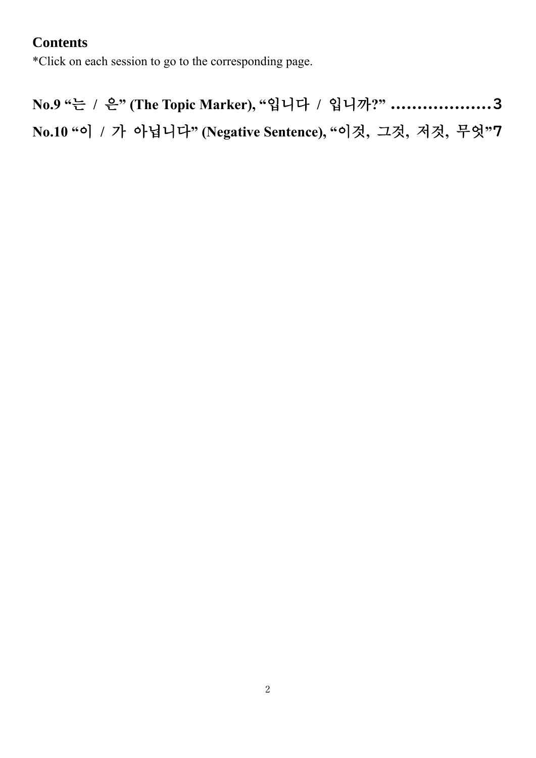## Contents

*Click on each session to go to the corresponding page.

**No.9 "는 / 은" (The Topic Marker), "입니다 / 입니까?" ………………3**

**No.10 "이 / 가 아닙니다" (Negative Sentence), "이것, 그것, 저것, 무엇"7**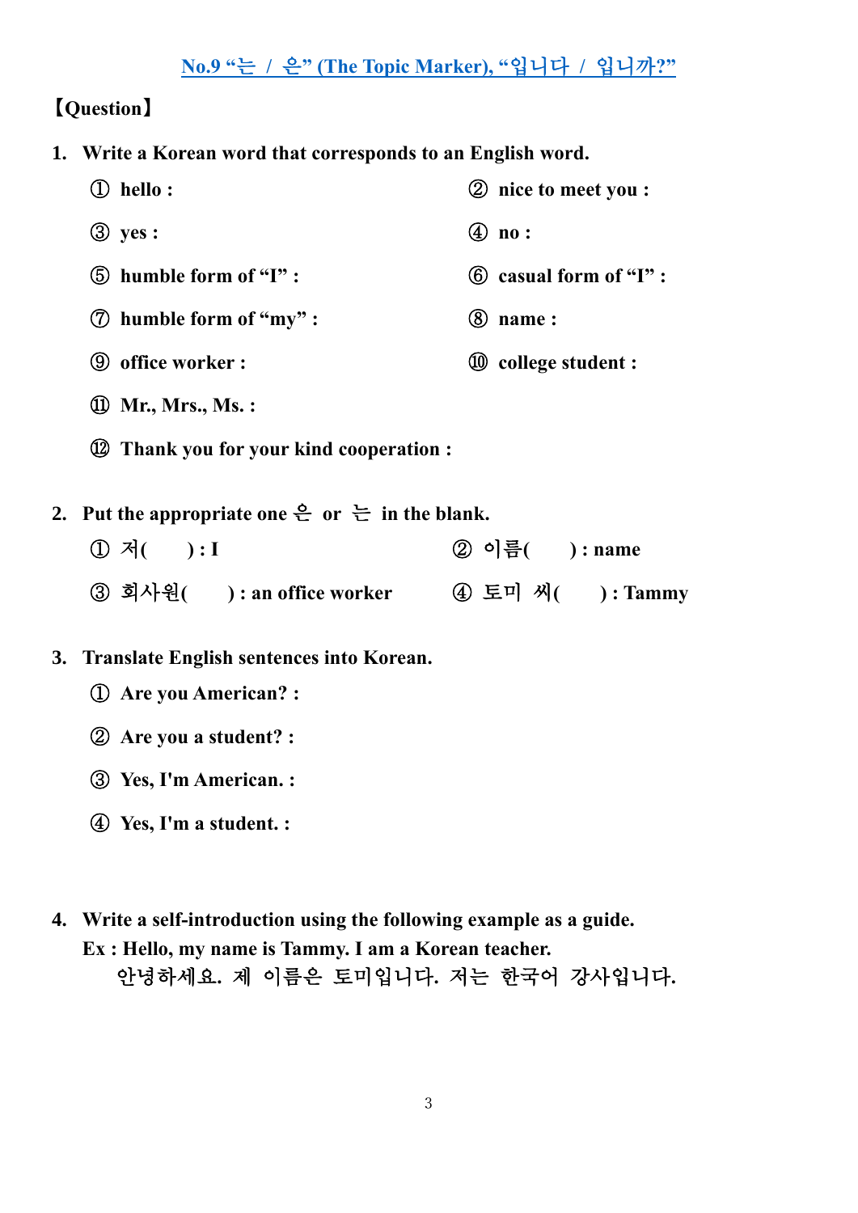## No.9 "는 / 은" (The Topic Marker), "입니다 / 입니까?"

**【Question】**

**1. Write a Korean word that corresponds to an English word.**

① hello :

② nice to meet you :

③ yes :

④ no :

⑤ humble form of "I" :

⑥ casual form of "I" :

⑦ humble form of "my" :

⑧ name :

⑨ office worker :

⑩ college student :

⑪ Mr., Mrs., Ms. :

⑫ Thank you for your kind cooperation :

**2. Put the appropriate one 은 or 는 in the blank.**

① 저(　　) : I

② 이름(　　) : name

③ 회사원(　　) : an office worker

④ 토미 씨(　　) : Tammy

**3. Translate English sentences into Korean.**

① Are you American? :

② Are you a student? :

③ Yes, I'm American. :

④ Yes, I'm a student. :

**4. Write a self-introduction using the following example as a guide.**

Ex : Hello, my name is Tammy. I am a Korean teacher.

안녕하세요. 제 이름은 토미입니다. 저는 한국어 강사입니다.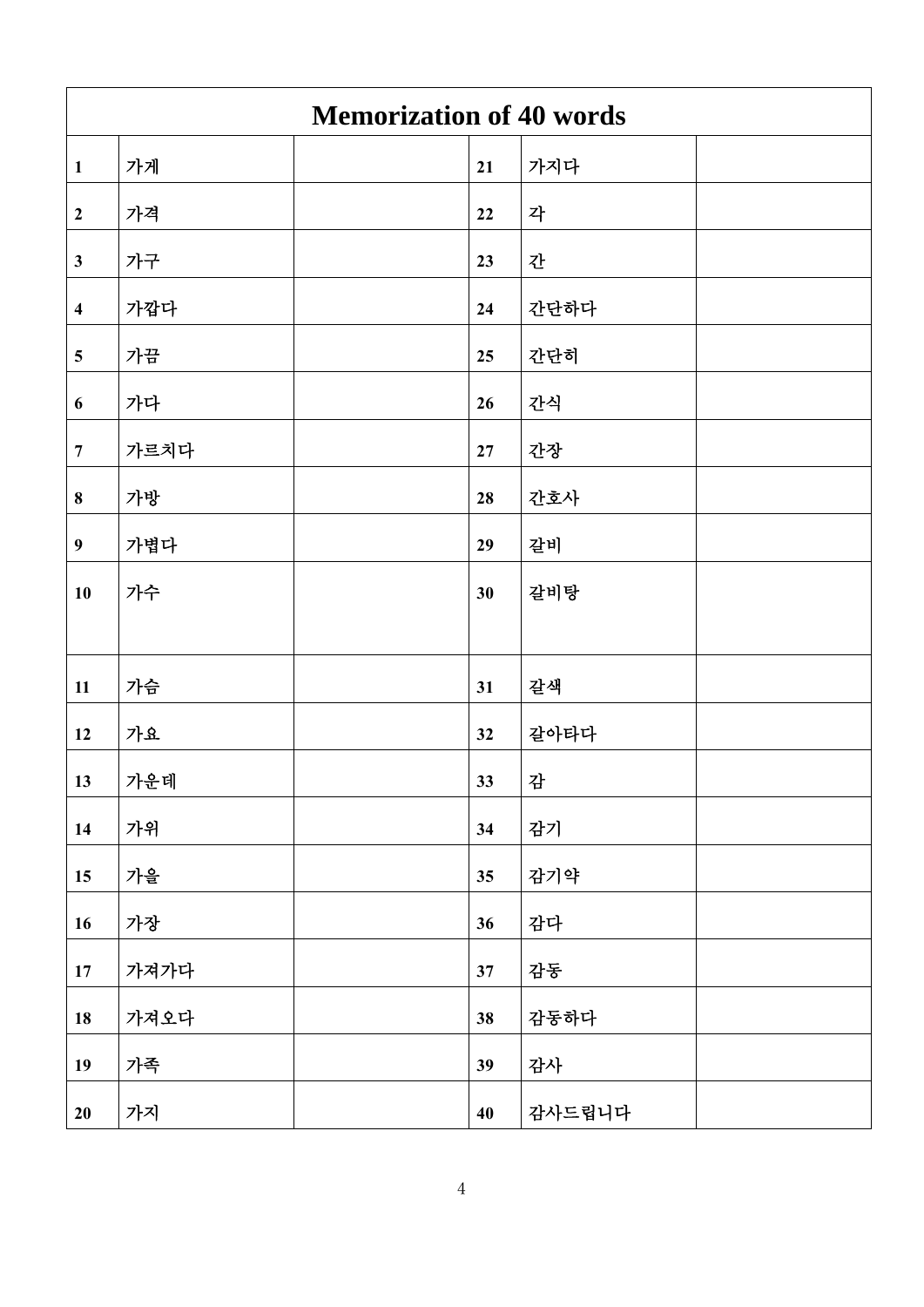| Memorization of 40 words | | | | | |
|---|---|---|---|---|---|
| 1 | 가게 | | 21 | 가지다 | |
| 2 | 가격 | | 22 | 각 | |
| 3 | 가구 | | 23 | 간 | |
| 4 | 가깝다 | | 24 | 간단하다 | |
| 5 | 가끔 | | 25 | 간단히 | |
| 6 | 가다 | | 26 | 간식 | |
| 7 | 가르치다 | | 27 | 간장 | |
| 8 | 가방 | | 28 | 간호사 | |
| 9 | 가볍다 | | 29 | 갈비 | |
| 10 | 가수 | | 30 | 갈비탕 | |
| 11 | 가슴 | | 31 | 갈색 | |
| 12 | 가요 | | 32 | 갈아타다 | |
| 13 | 가운데 | | 33 | 감 | |
| 14 | 가위 | | 34 | 감기 | |
| 15 | 가을 | | 35 | 감기약 | |
| 16 | 가장 | | 36 | 감다 | |
| 17 | 가져가다 | | 37 | 감동 | |
| 18 | 가져오다 | | 38 | 감동하다 | |
| 19 | 가족 | | 39 | 감사 | |
| 20 | 가지 | | 40 | 감사드립니다 | |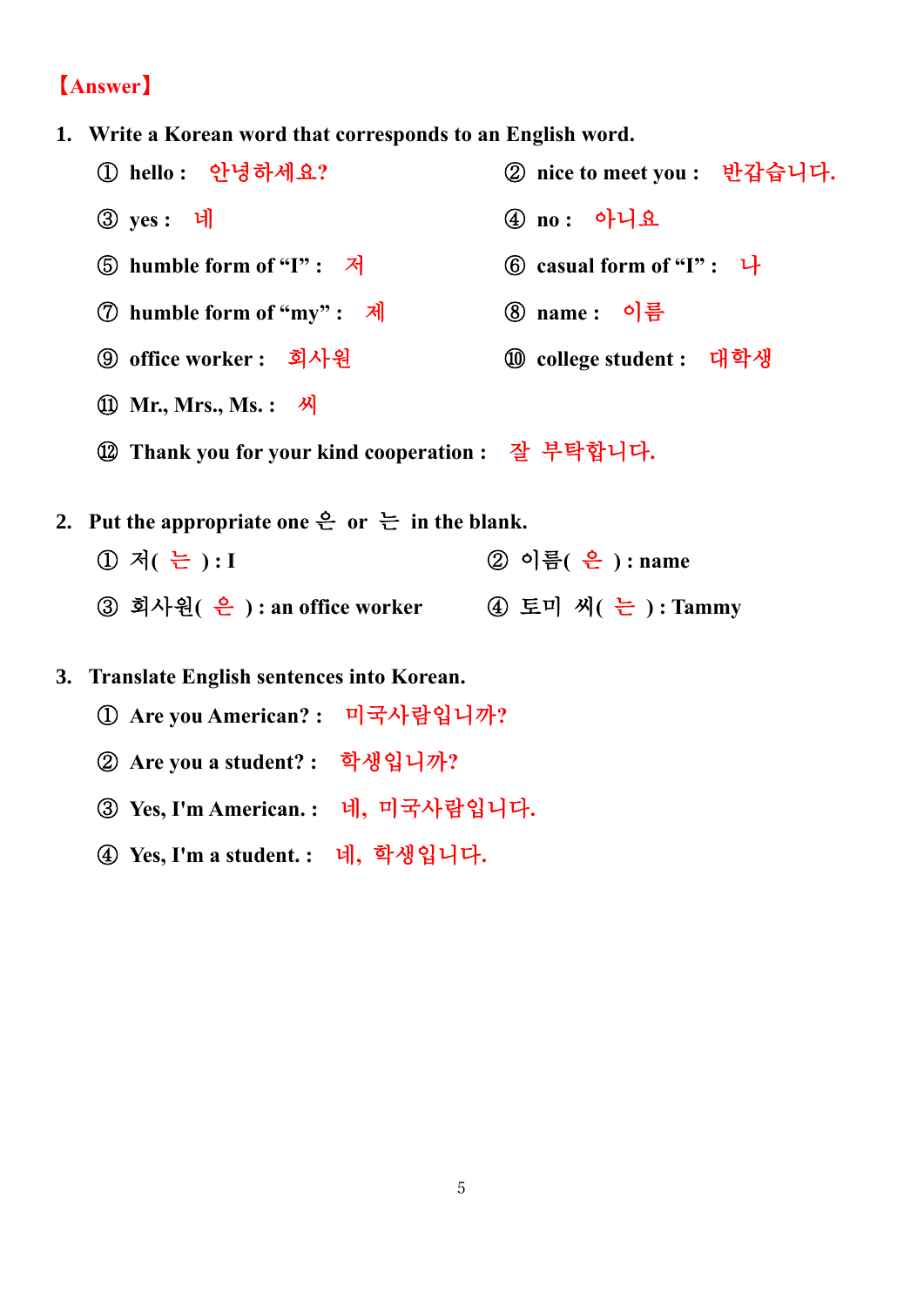【Answer】

1. Write a Korean word that corresponds to an English word.

   ① hello : 안녕하세요?
   
   ② nice to meet you : 반갑습니다.
   
   ③ yes : 네
   
   ④ no : 아니요
   
   ⑤ humble form of “I” : 저
   
   ⑥ casual form of “I” : 나
   
   ⑦ humble form of “my” : 제
   
   ⑧ name : 이름
   
   ⑨ office worker : 회사원
   
   ⑩ college student : 대학생
   
   ⑪ Mr., Mrs., Ms. : 씨
   
   ⑫ Thank you for your kind cooperation : 잘 부탁합니다.

2. Put the appropriate one 은 or 는 in the blank.

   ① 저( 는 ) : I
   
   ② 이름( 은 ) : name
   
   ③ 회사원( 은 ) : an office worker
   
   ④ 토미 씨( 는 ) : Tammy

3. Translate English sentences into Korean.

   ① Are you American? : 미국사람입니까?
   
   ② Are you a student? : 학생입니까?
   
   ③ Yes, I'm American. : 네, 미국사람입니다.
   
   ④ Yes, I'm a student. : 네, 학생입니다.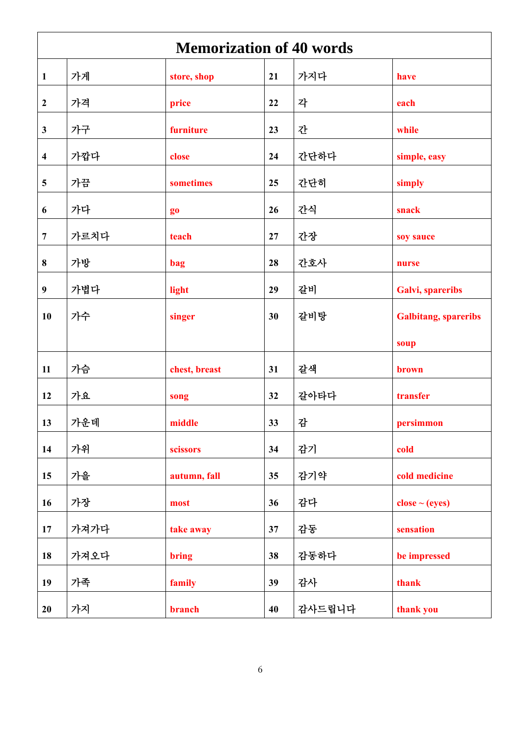# Memorization of 40 words

| | | | | | |
|---|---|---|---|---|---|
| 1 | 가게 | store, shop | 21 | 가지다 | have |
| 2 | 가격 | price | 22 | 각 | each |
| 3 | 가구 | furniture | 23 | 간 | while |
| 4 | 가깝다 | close | 24 | 간단하다 | simple, easy |
| 5 | 가끔 | sometimes | 25 | 간단히 | simply |
| 6 | 가다 | go | 26 | 간식 | snack |
| 7 | 가르치다 | teach | 27 | 간장 | soy sauce |
| 8 | 가방 | bag | 28 | 간호사 | nurse |
| 9 | 가볍다 | light | 29 | 갈비 | Galvi, spareribs |
| 10 | 가수 | singer | 30 | 갈비탕 | Galbitang, spareribs soup |
| 11 | 가슴 | chest, breast | 31 | 갈색 | brown |
| 12 | 가요 | song | 32 | 갈아타다 | transfer |
| 13 | 가운데 | middle | 33 | 감 | persimmon |
| 14 | 가위 | scissors | 34 | 감기 | cold |
| 15 | 가을 | autumn, fall | 35 | 감기약 | cold medicine |
| 16 | 가장 | most | 36 | 감다 | close ~ (eyes) |
| 17 | 가져가다 | take away | 37 | 감동 | sensation |
| 18 | 가져오다 | bring | 38 | 감동하다 | be impressed |
| 19 | 가족 | family | 39 | 감사 | thank |
| 20 | 가지 | branch | 40 | 감사드립니다 | thank you |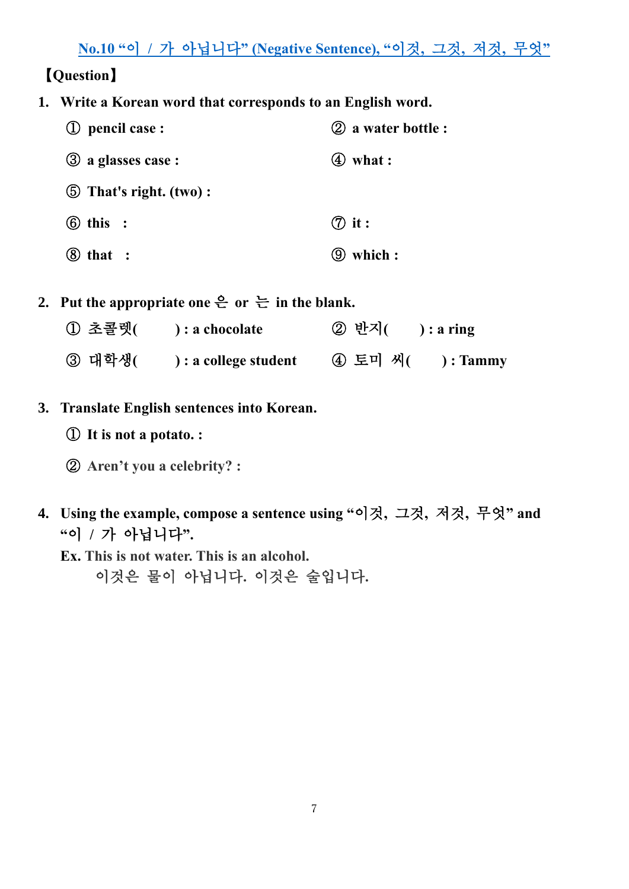## No.10 "이 / 가 아닙니다" (Negative Sentence), "이것, 그것, 저것, 무엇"

**【Question】**

1. **Write a Korean word that corresponds to an English word.**

   ① pencil case : ② a water bottle :

   ③ a glasses case : ④ what :

   ⑤ That's right. (two) :

   ⑥ this : ⑦ it :

   ⑧ that : ⑨ which :

2. **Put the appropriate one 은 or 는 in the blank.**

   ① 초콜렛(    ) : a chocolate ② 반지(    ) : a ring

   ③ 대학생(    ) : a college student ④ 토미 씨(    ) : Tammy

3. **Translate English sentences into Korean.**

   ① It is not a potato. :

   ② Aren't you a celebrity? :

4. **Using the example, compose a sentence using "이것, 그것, 저것, 무엇" and "이 / 가 아닙니다".**

   **Ex.** This is not water. This is an alcohol.

   이것은 물이 아닙니다. 이것은 술입니다.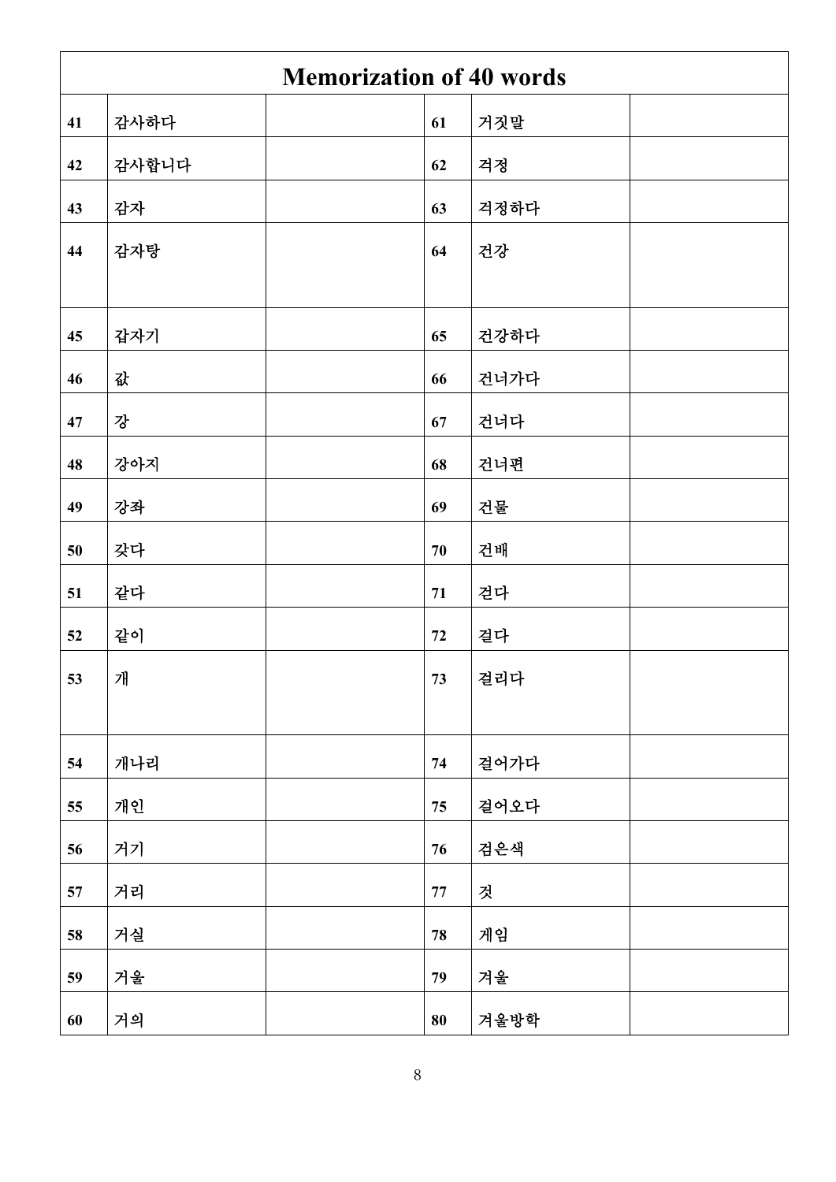| Memorization of 40 words | | | | | |
|---|---|---|---|---|---|
| 41 | 감사하다 | | 61 | 거짓말 | |
| 42 | 감사합니다 | | 62 | 걱정 | |
| 43 | 감자 | | 63 | 걱정하다 | |
| 44 | 감자탕 | | 64 | 건강 | |
| 45 | 갑자기 | | 65 | 건강하다 | |
| 46 | 값 | | 66 | 건너가다 | |
| 47 | 강 | | 67 | 건너다 | |
| 48 | 강아지 | | 68 | 건너편 | |
| 49 | 강좌 | | 69 | 건물 | |
| 50 | 갖다 | | 70 | 건배 | |
| 51 | 같다 | | 71 | 걷다 | |
| 52 | 같이 | | 72 | 걸다 | |
| 53 | 개 | | 73 | 걸리다 | |
| 54 | 개나리 | | 74 | 걸어가다 | |
| 55 | 개인 | | 75 | 걸어오다 | |
| 56 | 거기 | | 76 | 검은색 | |
| 57 | 거리 | | 77 | 것 | |
| 58 | 거실 | | 78 | 게임 | |
| 59 | 거울 | | 79 | 겨울 | |
| 60 | 거의 | | 80 | 겨울방학 | |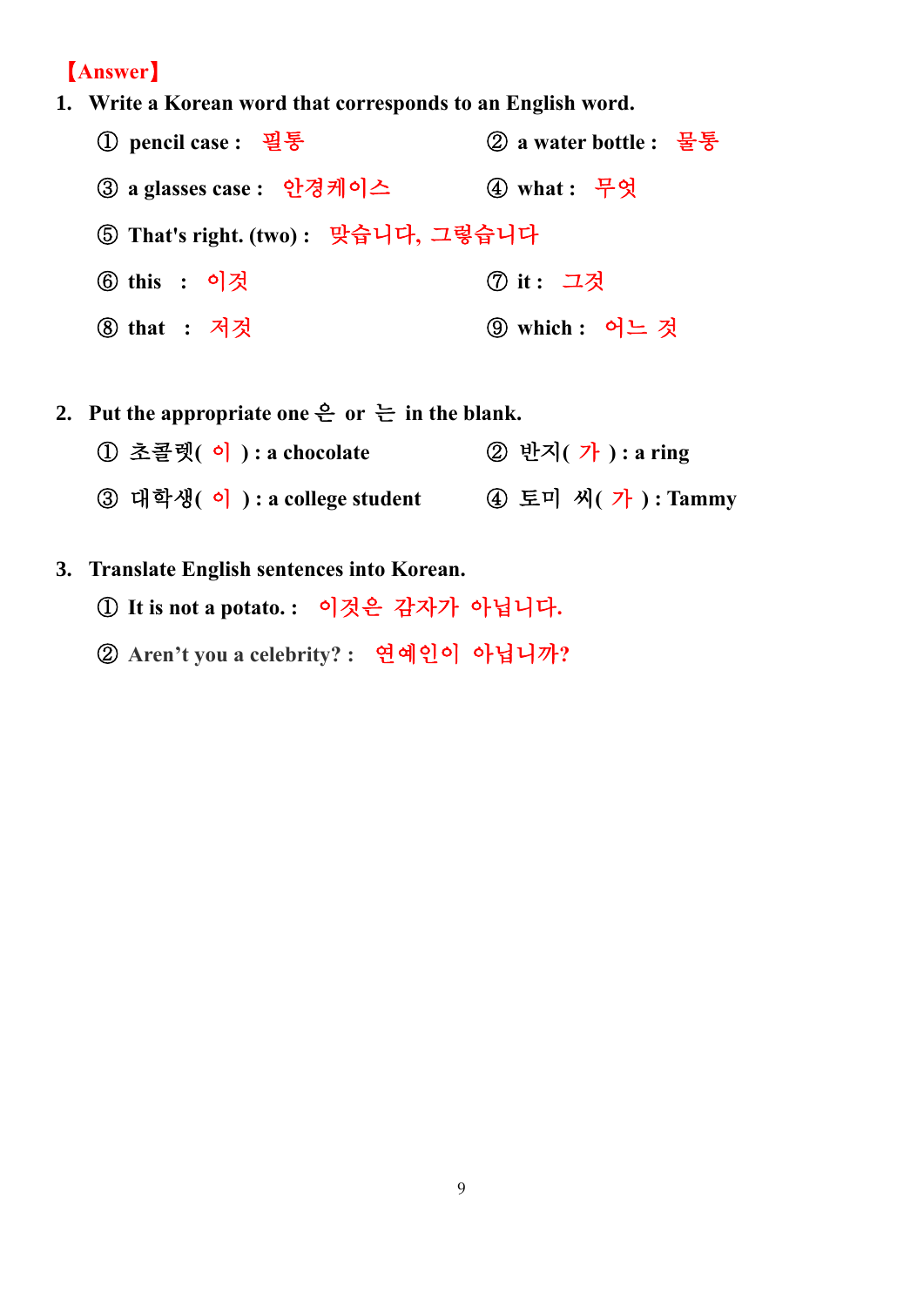【Answer】

1. Write a Korean word that corresponds to an English word.

   ① pencil case : 필통
   ② a water bottle : 물통
   ③ a glasses case : 안경케이스
   ④ what : 무엇
   ⑤ That's right. (two) : 맞습니다, 그렇습니다
   ⑥ this : 이것
   ⑦ it : 그것
   ⑧ that : 저것
   ⑨ which : 어느 것

2. Put the appropriate one 은 or 는 in the blank.

   ① 초콜렛( 이 ) : a chocolate
   ② 반지( 가 ) : a ring
   ③ 대학생( 이 ) : a college student
   ④ 토미 씨( 가 ) : Tammy

3. Translate English sentences into Korean.

   ① It is not a potato. : 이것은 감자가 아닙니다.
   ② Aren't you a celebrity? : 연예인이 아닙니까?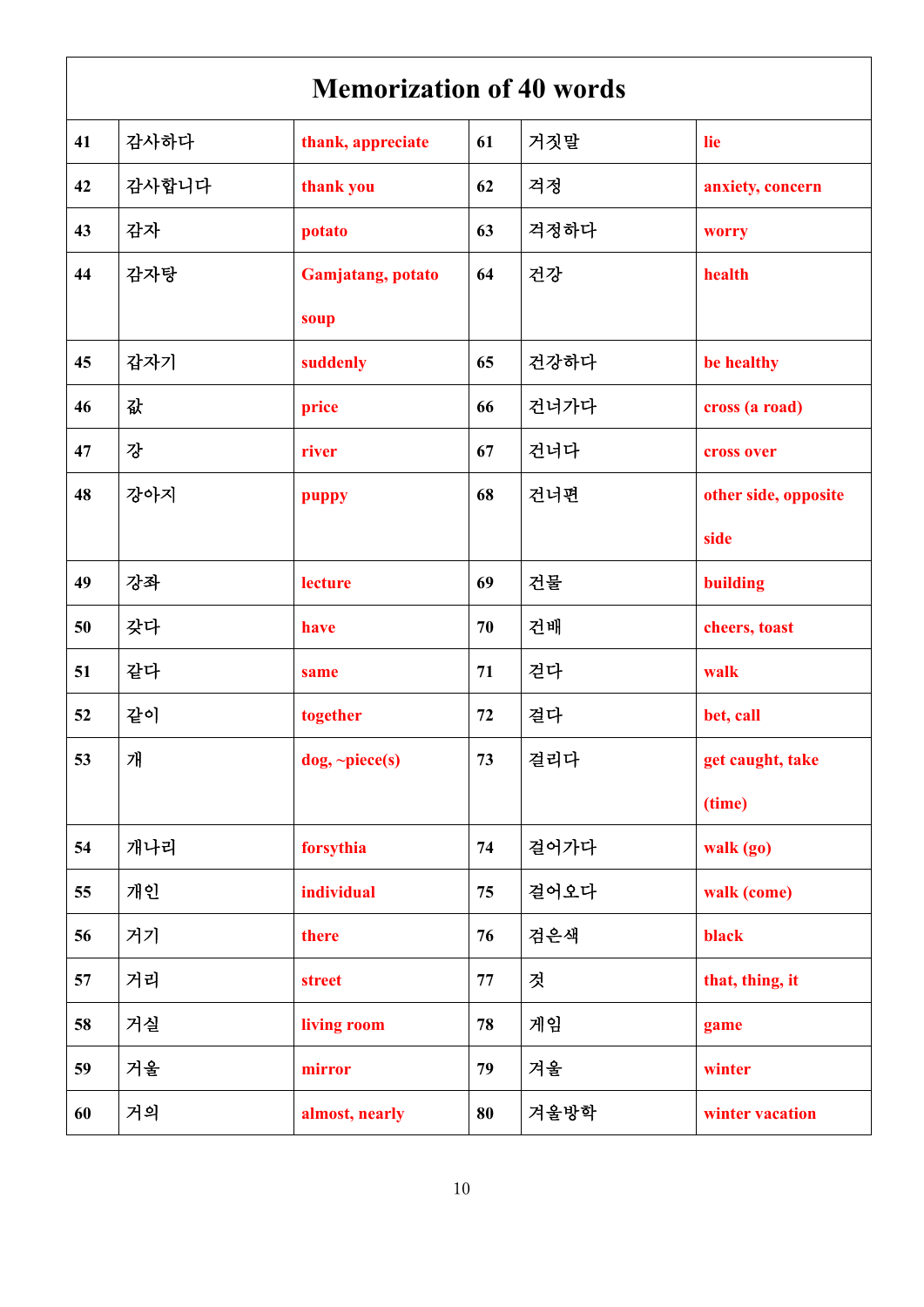| Memorization of 40 words | | | | | |
|---|---|---|---|---|---|
| 41 | 감사하다 | thank, appreciate | 61 | 거짓말 | lie |
| 42 | 감사합니다 | thank you | 62 | 걱정 | anxiety, concern |
| 43 | 감자 | potato | 63 | 걱정하다 | worry |
| 44 | 감자탕 | Gamjatang, potato soup | 64 | 건강 | health |
| 45 | 갑자기 | suddenly | 65 | 건강하다 | be healthy |
| 46 | 값 | price | 66 | 건너가다 | cross (a road) |
| 47 | 강 | river | 67 | 건너다 | cross over |
| 48 | 강아지 | puppy | 68 | 건너편 | other side, opposite side |
| 49 | 강좌 | lecture | 69 | 건물 | building |
| 50 | 갖다 | have | 70 | 건배 | cheers, toast |
| 51 | 같다 | same | 71 | 걷다 | walk |
| 52 | 같이 | together | 72 | 걸다 | bet, call |
| 53 | 개 | dog, ~piece(s) | 73 | 걸리다 | get caught, take (time) |
| 54 | 개나리 | forsythia | 74 | 걸어가다 | walk (go) |
| 55 | 개인 | individual | 75 | 걸어오다 | walk (come) |
| 56 | 거기 | there | 76 | 검은색 | black |
| 57 | 거리 | street | 77 | 것 | that, thing, it |
| 58 | 거실 | living room | 78 | 게임 | game |
| 59 | 거울 | mirror | 79 | 겨울 | winter |
| 60 | 거의 | almost, nearly | 80 | 겨울방학 | winter vacation |